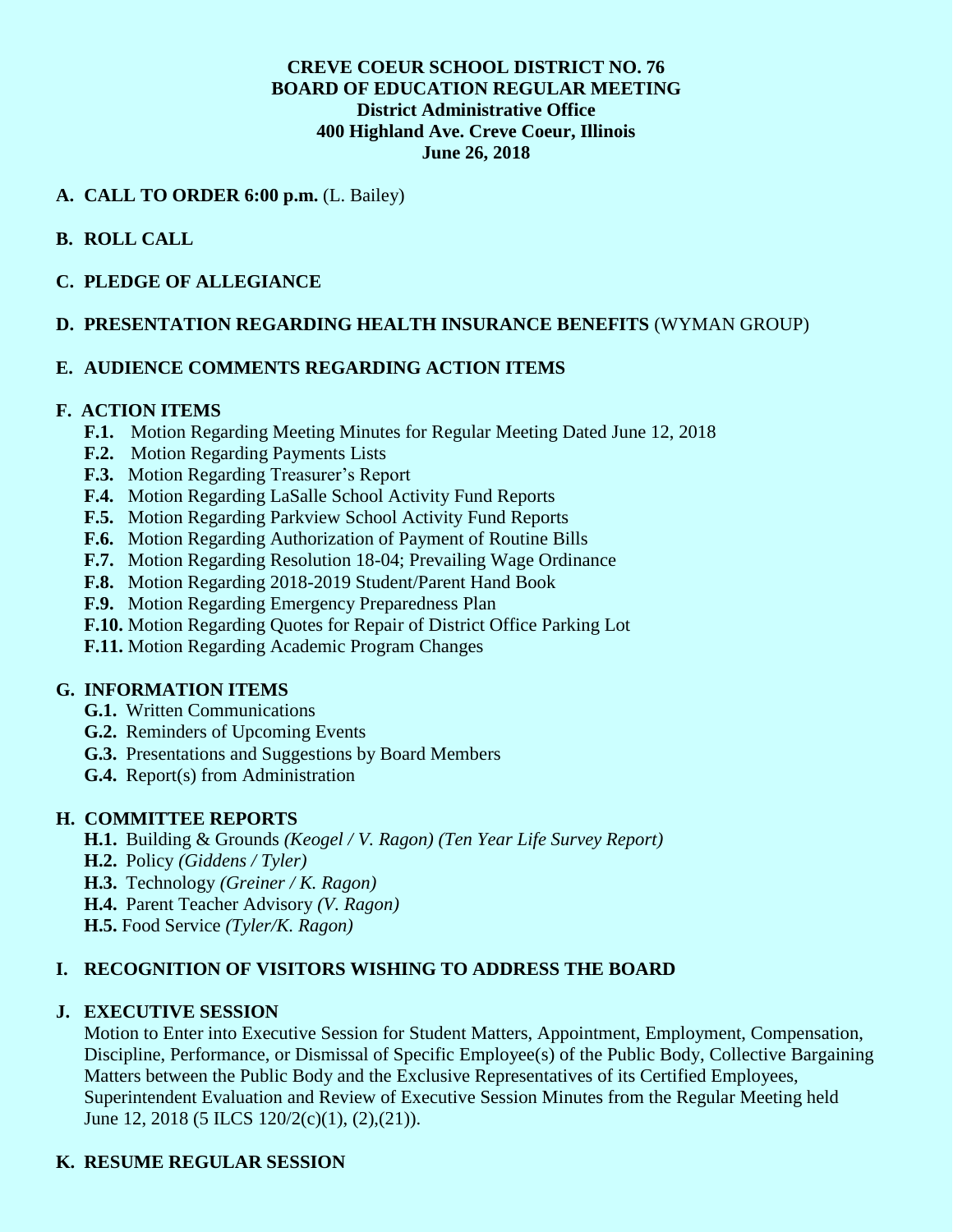**CREVE COEUR SCHOOL DISTRICT NO. 76**
**BOARD OF EDUCATION REGULAR MEETING**
**District Administrative Office**
**400 Highland Ave. Creve Coeur, Illinois**
**June 26, 2018**

**A. CALL TO ORDER 6:00 p.m.** (L. Bailey)

**B. ROLL CALL**

**C. PLEDGE OF ALLEGIANCE**

**D. PRESENTATION REGARDING HEALTH INSURANCE BENEFITS** (WYMAN GROUP)

**E. AUDIENCE COMMENTS REGARDING ACTION ITEMS**

**F. ACTION ITEMS**

- **F.1.** Motion Regarding Meeting Minutes for Regular Meeting Dated June 12, 2018
- **F.2.** Motion Regarding Payments Lists
- **F.3.** Motion Regarding Treasurer's Report
- **F.4.** Motion Regarding LaSalle School Activity Fund Reports
- **F.5.** Motion Regarding Parkview School Activity Fund Reports
- **F.6.** Motion Regarding Authorization of Payment of Routine Bills
- **F.7.** Motion Regarding Resolution 18-04; Prevailing Wage Ordinance
- **F.8.** Motion Regarding 2018-2019 Student/Parent Hand Book
- **F.9.** Motion Regarding Emergency Preparedness Plan
- **F.10.** Motion Regarding Quotes for Repair of District Office Parking Lot
- **F.11.** Motion Regarding Academic Program Changes

**G. INFORMATION ITEMS**

- **G.1.** Written Communications
- **G.2.** Reminders of Upcoming Events
- **G.3.** Presentations and Suggestions by Board Members
- **G.4.** Report(s) from Administration

**H. COMMITTEE REPORTS**

- **H.1.** Building & Grounds *(Keogel / V. Ragon) (Ten Year Life Survey Report)*
- **H.2.** Policy *(Giddens / Tyler)*
- **H.3.** Technology *(Greiner / K. Ragon)*
- **H.4.** Parent Teacher Advisory *(V. Ragon)*
- **H.5.** Food Service *(Tyler/K. Ragon)*

**I. RECOGNITION OF VISITORS WISHING TO ADDRESS THE BOARD**

**J. EXECUTIVE SESSION**

Motion to Enter into Executive Session for Student Matters, Appointment, Employment, Compensation, Discipline, Performance, or Dismissal of Specific Employee(s) of the Public Body, Collective Bargaining Matters between the Public Body and the Exclusive Representatives of its Certified Employees, Superintendent Evaluation and Review of Executive Session Minutes from the Regular Meeting held June 12, 2018 (5 ILCS 120/2(c)(1), (2),(21)).

**K. RESUME REGULAR SESSION**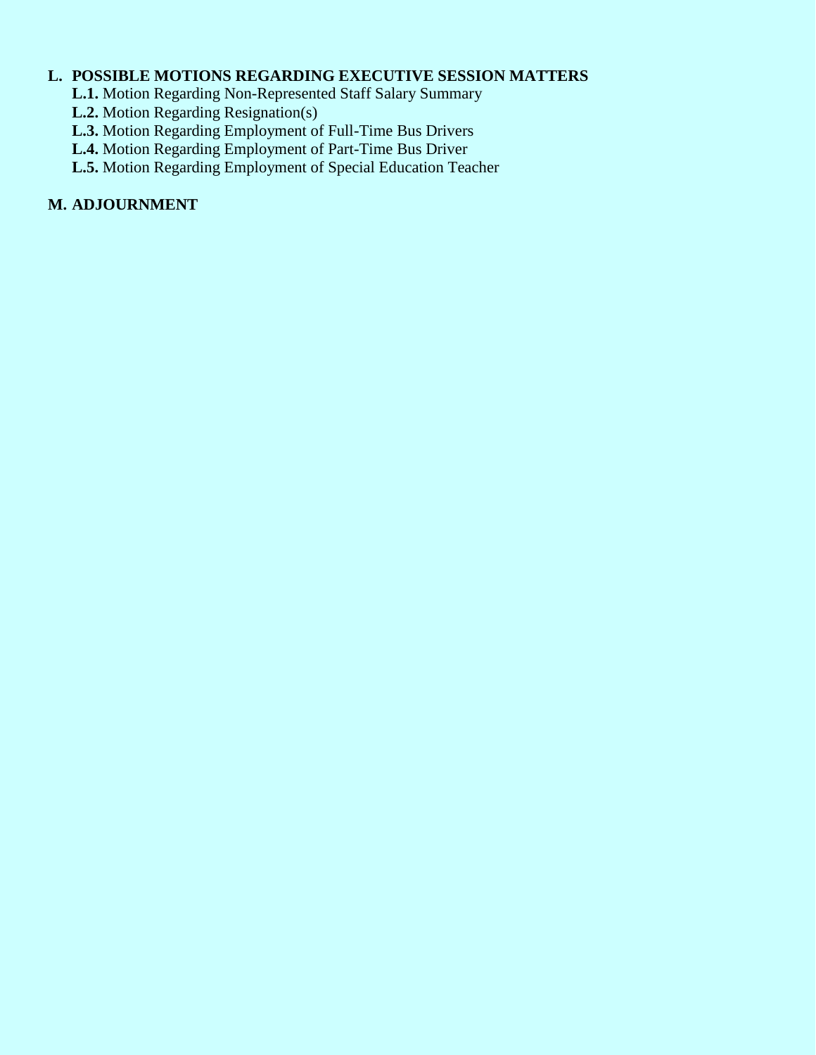## L. POSSIBLE MOTIONS REGARDING EXECUTIVE SESSION MATTERS

- **L.1.** Motion Regarding Non-Represented Staff Salary Summary
- **L.2.** Motion Regarding Resignation(s)
- **L.3.** Motion Regarding Employment of Full-Time Bus Drivers
- **L.4.** Motion Regarding Employment of Part-Time Bus Driver
- **L.5.** Motion Regarding Employment of Special Education Teacher

## M. ADJOURNMENT